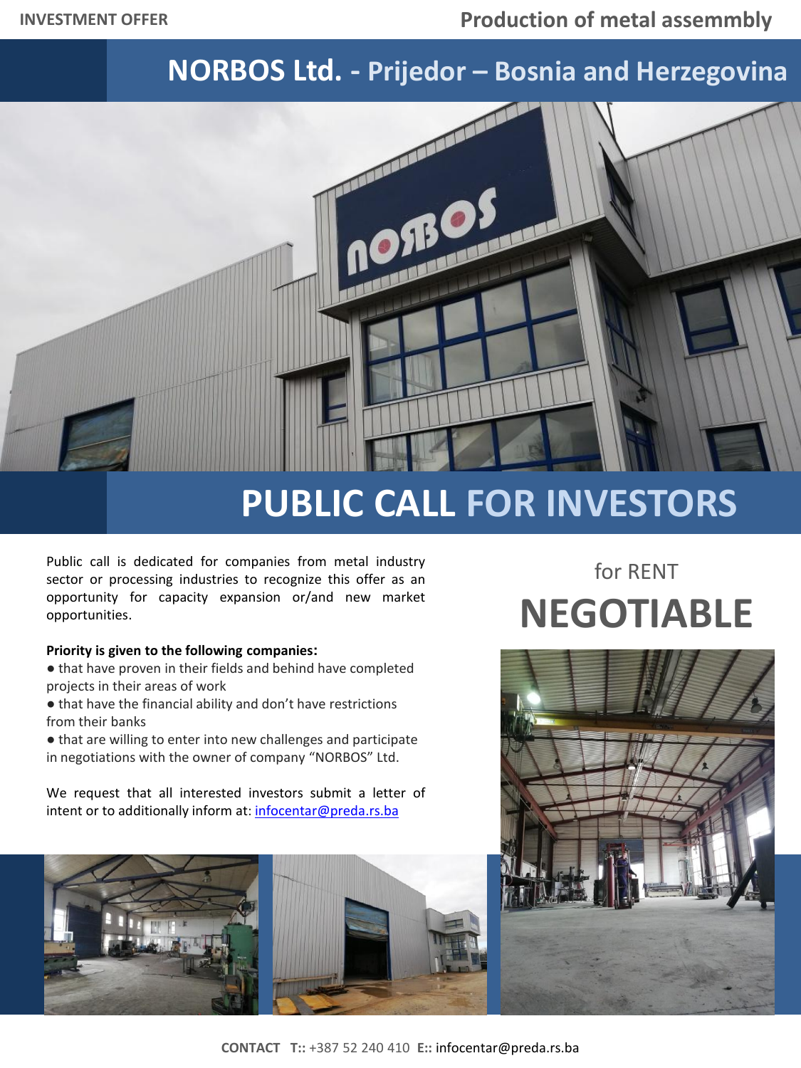INVESTMENT OFFER

# Production of metal assemmbly

## NORBOS Ltd. - Prijedor – Bosnia and Herzegovina

## PUBLIC CALL FOR INVESTORS

Public call is dedicated for companies from metal industry sector or processing industries to recognize this offer as an opportunity for capacity expansion or/and new market opportunities.

**Priority is given to the following companies:**

● that have proven in their fields and behind have completed projects in their areas of work

● that have the financial ability and don't have restrictions from their banks

● that are willing to enter into new challenges and participate in negotiations with the owner of company "NORBOS" Ltd.

We request that all interested investors submit a letter of intent or to additionally inform at: infocentar@preda.rs.ba

for RENT

# NEGOTIABLE

**CONTACT T::** +387 52 240 410 **E::** infocentar@preda.rs.ba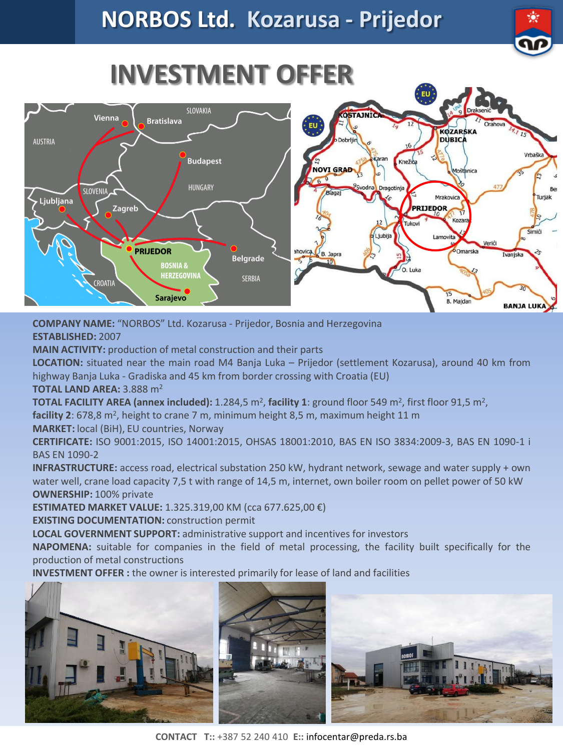# NORBOS Ltd. Kozarusa - Prijedor

## INVESTMENT OFFER

**COMPANY NAME:** "NORBOS" Ltd. Kozarusa - Prijedor, Bosnia and Herzegovina
**ESTABLISHED:** 2007
**MAIN ACTIVITY:** production of metal construction and their parts
**LOCATION:** situated near the main road M4 Banja Luka – Prijedor (settlement Kozarusa), around 40 km from highway Banja Luka - Gradiska and 45 km from border crossing with Croatia (EU)
**TOTAL LAND AREA:** 3.888 $m^2$
**TOTAL FACILITY AREA (annex included):** 1.284,5 $m^2$, **facility 1**: ground floor 549 $m^2$, first floor 91,5 $m^2$, **facility 2**: 678,8 $m^2$, height to crane 7 m, minimum height 8,5 m, maximum height 11 m
**MARKET:** local (BiH), EU countries, Norway
**CERTIFICATE:** ISO 9001:2015, ISO 14001:2015, OHSAS 18001:2010, BAS EN ISO 3834:2009-3, BAS EN 1090-1 i BAS EN 1090-2
**INFRASTRUCTURE:** access road, electrical substation 250 kW, hydrant network, sewage and water supply + own water well, crane load capacity 7,5 t with range of 14,5 m, internet, own boiler room on pellet power of 50 kW
**OWNERSHIP:** 100% private
**ESTIMATED MARKET VALUE:** 1.325.319,00 KM (cca 677.625,00 €)
**EXISTING DOCUMENTATION:** construction permit
**LOCAL GOVERNMENT SUPPORT:** administrative support and incentives for investors
**NAPOMENA:** suitable for companies in the field of metal processing, the facility built specifically for the production of metal constructions
**INVESTMENT OFFER :** the owner is interested primarily for lease of land and facilities

CONTACT T:: +387 52 240 410 E:: infocentar@preda.rs.ba